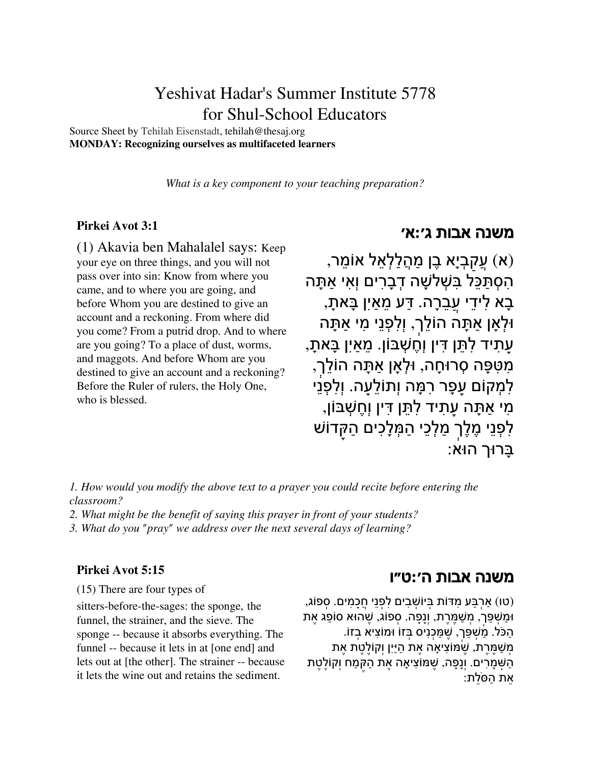# Yeshivat Hadar's Summer Institute 5778 for Shul-School Educators

Source Sheet by Tehilah Eisenstadt, tehilah@thesaj.org

**MONDAY: Recognizing ourselves as multifaceted learners**

*What is a key component to your teaching preparation?*

### Pirkei Avot 3:1

(1) Akavia ben Mahalalel says: Keep your eye on three things, and you will not pass over into sin: Know from where you came, and to where you are going, and before Whom you are destined to give an account and a reckoning. From where did you come? From a putrid drop. And to where are you going? To a place of dust, worms, and maggots. And before Whom are you destined to give an account and a reckoning? Before the Ruler of rulers, the Holy One, who is blessed.

### משנה אבות ג׳:א׳

(א) עֲקַבְיָא בֶן מַהֲלַלְאֵל אוֹמֵר, הִסְתַּכֵּל בִּשְׁלשָׁה דְבָרִים וְאִי אַתָּה בָא לִידֵי עֲבֵרָה. דַּע מֵאַיִן בָּאתָ, וּלְאָן אַתָּה הוֹלֵךְ, וְלִפְנֵי מִי אַתָּה עָתִיד לִתֵּן דִּין וְחֶשְׁבּוֹן. מֵאַיִן בָּאתָ, מִטִּפָּה סְרוּחָה, וּלְאָן אַתָּה הוֹלֵךְ, לִמְקוֹם עָפָר רִמָּה וְתוֹלֵעָה. וְלִפְנֵי מִי אַתָּה עָתִיד לִתֵּן דִּין וְחֶשְׁבּוֹן, לִפְנֵי מֶלֶךְ מַלְכֵי הַמְּלָכִים הַקָּדוֹשׁ בָּרוּךְ הוּא:

*1. How would you modify the above text to a prayer you could recite before entering the classroom?*
*2. What might be the benefit of saying this prayer in front of your students?*
*3. What do you "pray" we address over the next several days of learning?*

### Pirkei Avot 5:15

(15) There are four types of sitters-before-the-sages: the sponge, the funnel, the strainer, and the sieve. The sponge -- because it absorbs everything. The funnel -- because it lets in at [one end] and lets out at [the other]. The strainer -- because it lets the wine out and retains the sediment.

### משנה אבות ה׳:ט״ו

(טו) אַרְבַּע מִדּוֹת בְּיוֹשְׁבִים לִפְנֵי חֲכָמִים. סְפוֹג, וּמַשְׁפֵּךְ, מְשַׁמֶּרֶת, וְנָפָה. סְפוֹג, שֶׁהוּא סוֹפֵג אֶת הַכֹּל. מַשְׁפֵּךְ, שֶׁמַּכְנִיס בְּזוֹ וּמוֹצִיא בְזוֹ. מְשַׁמֶּרֶת, שֶׁמּוֹצִיאָה אֶת הַיַּיִן וְקוֹלֶטֶת אֶת הַשְּׁמָרִים. וְנָפָה, שֶׁמּוֹצִיאָה אֶת הַקֶּמַח וְקוֹלֶטֶת אֶת הַסֹּלֶת: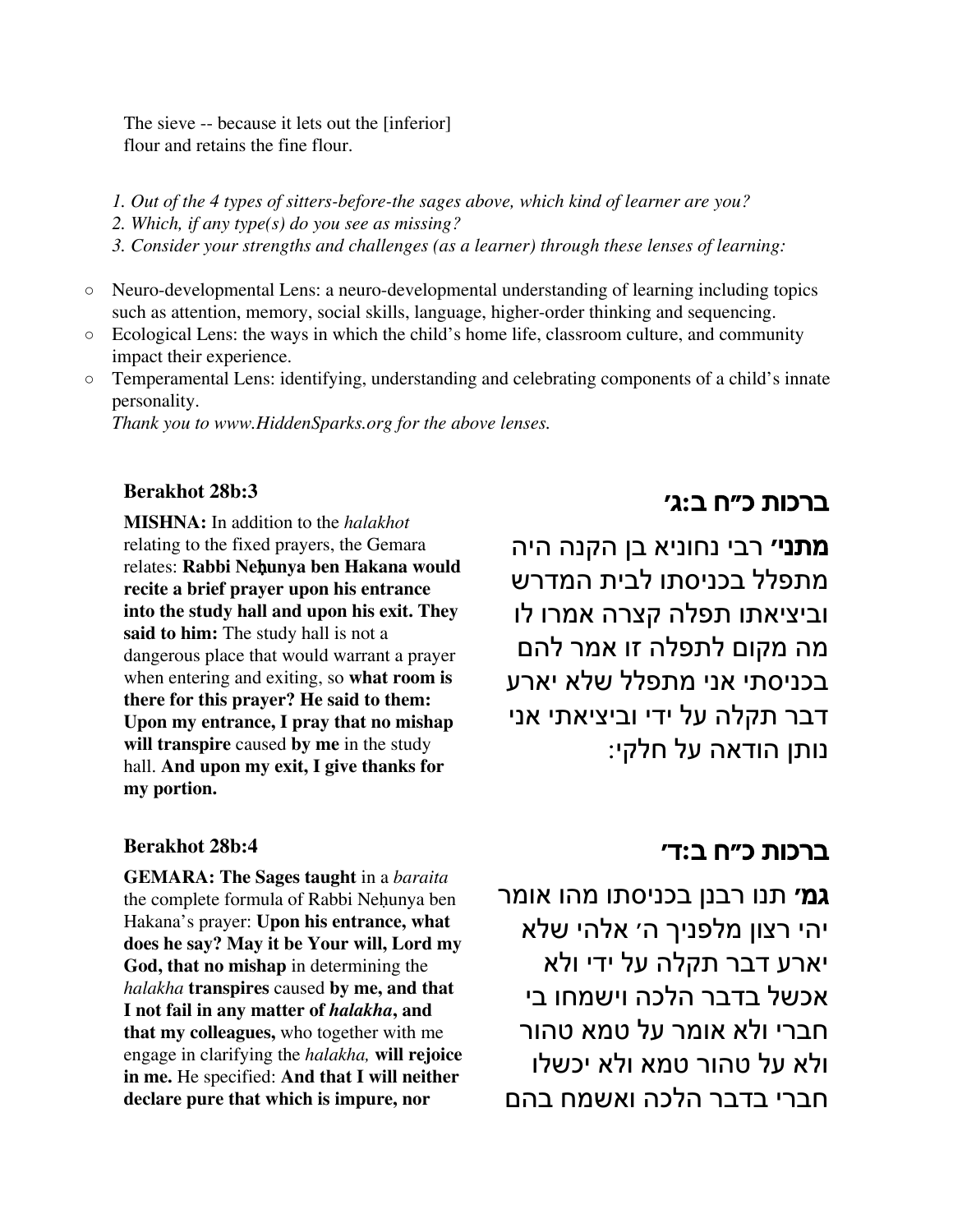The sieve -- because it lets out the [inferior] flour and retains the fine flour.

1. *Out of the 4 types of sitters-before-the sages above, which kind of learner are you?*
2. *Which, if any type(s) do you see as missing?*
3. *Consider your strengths and challenges (as a learner) through these lenses of learning:*

- Neuro-developmental Lens: a neuro-developmental understanding of learning including topics such as attention, memory, social skills, language, higher-order thinking and sequencing.
- Ecological Lens: the ways in which the child's home life, classroom culture, and community impact their experience.
- Temperamental Lens: identifying, understanding and celebrating components of a child's innate personality.

*Thank you to www.HiddenSparks.org for the above lenses.*

### Berakhot 28b:3

**MISHNA:** In addition to the *halakhot* relating to the fixed prayers, the Gemara relates: **Rabbi Neḥunya ben Hakana would recite a brief prayer upon his entrance into the study hall and upon his exit. They said to him:** The study hall is not a dangerous place that would warrant a prayer when entering and exiting, so **what room is there for this prayer? He said to them: Upon my entrance, I pray that no mishap will transpire** caused **by me** in the study hall. **And upon my exit, I give thanks for my portion.**

### ברכות כ״ח ב:ג׳

**מתני׳** רבי נחוניא בן הקנה היה מתפלל בכניסתו לבית המדרש וביציאתו תפלה קצרה אמרו לו מה מקום לתפלה זו אמר להם בכניסתי אני מתפלל שלא יארע דבר תקלה על ידי וביציאתי אני נותן הודאה על חלקי:

### Berakhot 28b:4

**GEMARA: The Sages taught** in a *baraita* the complete formula of Rabbi Neḥunya ben Hakana's prayer: **Upon his entrance, what does he say? May it be Your will, Lord my God, that no mishap** in determining the *halakha* **transpires** caused **by me, and that I not fail in any matter of *halakha*, and that my colleagues,** who together with me engage in clarifying the *halakha,* **will rejoice in me.** He specified: **And that I will neither declare pure that which is impure, nor**

### ברכות כ״ח ב:ד׳

**גמ׳** תנו רבנן בכניסתו מהו אומר יהי רצון מלפניך ה׳ אלהי שלא יארע דבר תקלה על ידי ולא אכשל בדבר הלכה וישמחו בי חברי ולא אומר על טמא טהור ולא על טהור טמא ולא יכשלו חברי בדבר הלכה ואשמח בהם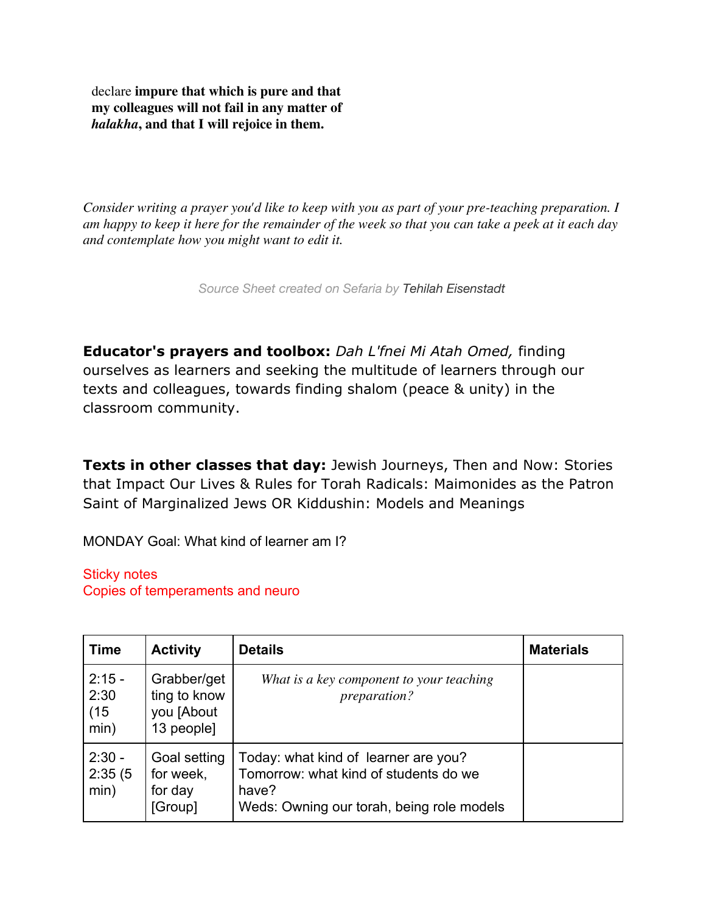declare **impure that which is pure and that my colleagues will not fail in any matter of *halakha*, and that I will rejoice in them.**

*Consider writing a prayer you'd like to keep with you as part of your pre-teaching preparation. I am happy to keep it here for the remainder of the week so that you can take a peek at it each day and contemplate how you might want to edit it.*

*Source Sheet created on Sefaria by Tehilah Eisenstadt*

**Educator's prayers and toolbox:** *Dah L'fnei Mi Atah Omed,* finding ourselves as learners and seeking the multitude of learners through our texts and colleagues, towards finding shalom (peace & unity) in the classroom community.

**Texts in other classes that day:** Jewish Journeys, Then and Now: Stories that Impact Our Lives & Rules for Torah Radicals: Maimonides as the Patron Saint of Marginalized Jews OR Kiddushin: Models and Meanings

MONDAY Goal: What kind of learner am I?

Sticky notes
Copies of temperaments and neuro

| Time | Activity | Details | Materials |
|---|---|---|---|
| 2:15 - 2:30 (15 min) | Grabber/getting to know you [About 13 people] | *What is a key component to your teaching preparation?* | |
| 2:30 - 2:35 (5 min) | Goal setting for week, for day [Group] | Today: what kind of learner are you?<br>Tomorrow: what kind of students do we have?<br>Weds: Owning our torah, being role models | |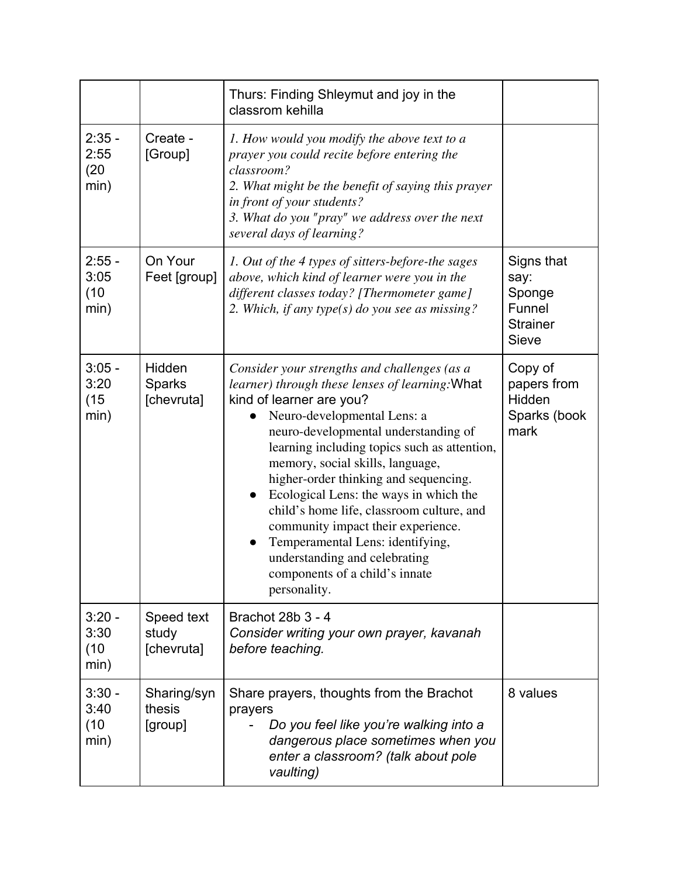|  |  | Thurs: Finding Shleymut and joy in the classrom kehilla |  |
| --- | --- | --- | --- |
| 2:35 - 2:55 (20 min) | Create - [Group] | *1. How would you modify the above text to a prayer you could recite before entering the classroom?*<br>*2. What might be the benefit of saying this prayer in front of your students?*<br>*3. What do you "pray" we address over the next several days of learning?* |  |
| 2:55 - 3:05 (10 min) | On Your Feet [group] | *1. Out of the 4 types of sitters-before-the sages above, which kind of learner were you in the different classes today? [Thermometer game]*<br>*2. Which, if any type(s) do you see as missing?* | Signs that say: Sponge Funnel Strainer Sieve |
| 3:05 - 3:20 (15 min) | Hidden Sparks [chevruta] | *Consider your strengths and challenges (as a learner) through these lenses of learning:* What kind of learner are you?<br>● Neuro-developmental Lens: a neuro-developmental understanding of learning including topics such as attention, memory, social skills, language, higher-order thinking and sequencing.<br>● Ecological Lens: the ways in which the child's home life, classroom culture, and community impact their experience.<br>● Temperamental Lens: identifying, understanding and celebrating components of a child's innate personality. | Copy of papers from Hidden Sparks (book mark |
| 3:20 - 3:30 (10 min) | Speed text study [chevruta] | Brachot 28b 3 - 4<br>*Consider writing your own prayer, kavanah before teaching.* |  |
| 3:30 - 3:40 (10 min) | Sharing/synthesis [group] | Share prayers, thoughts from the Brachot prayers<br>- *Do you feel like you're walking into a dangerous place sometimes when you enter a classroom? (talk about pole vaulting)* | 8 values |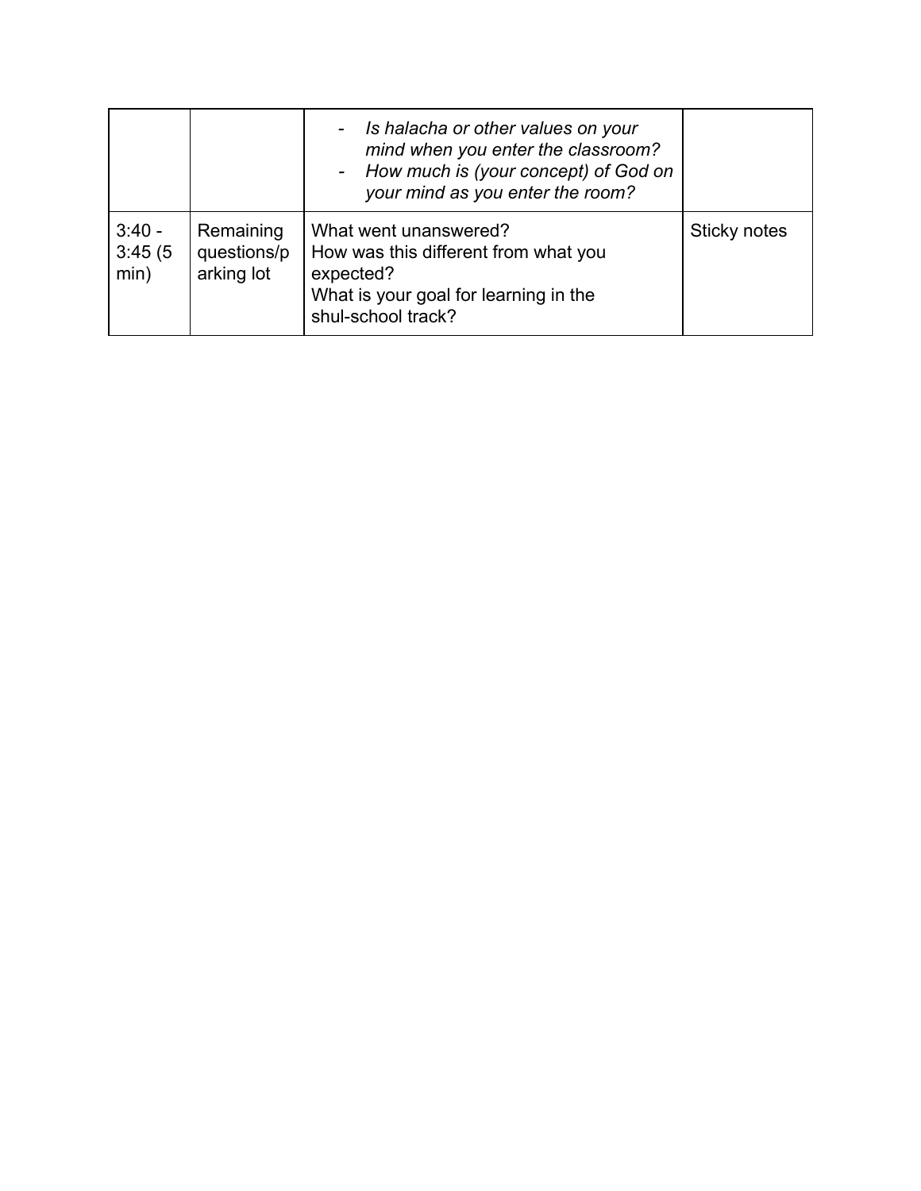| | | | |
|---|---|---|---|
| | | - *Is halacha or other values on your mind when you enter the classroom?*<br>- *How much is (your concept) of God on your mind as you enter the room?* | |
| 3:40 - 3:45 (5 min) | Remaining questions/parking lot | What went unanswered?<br>How was this different from what you expected?<br>What is your goal for learning in the shul-school track? | Sticky notes |